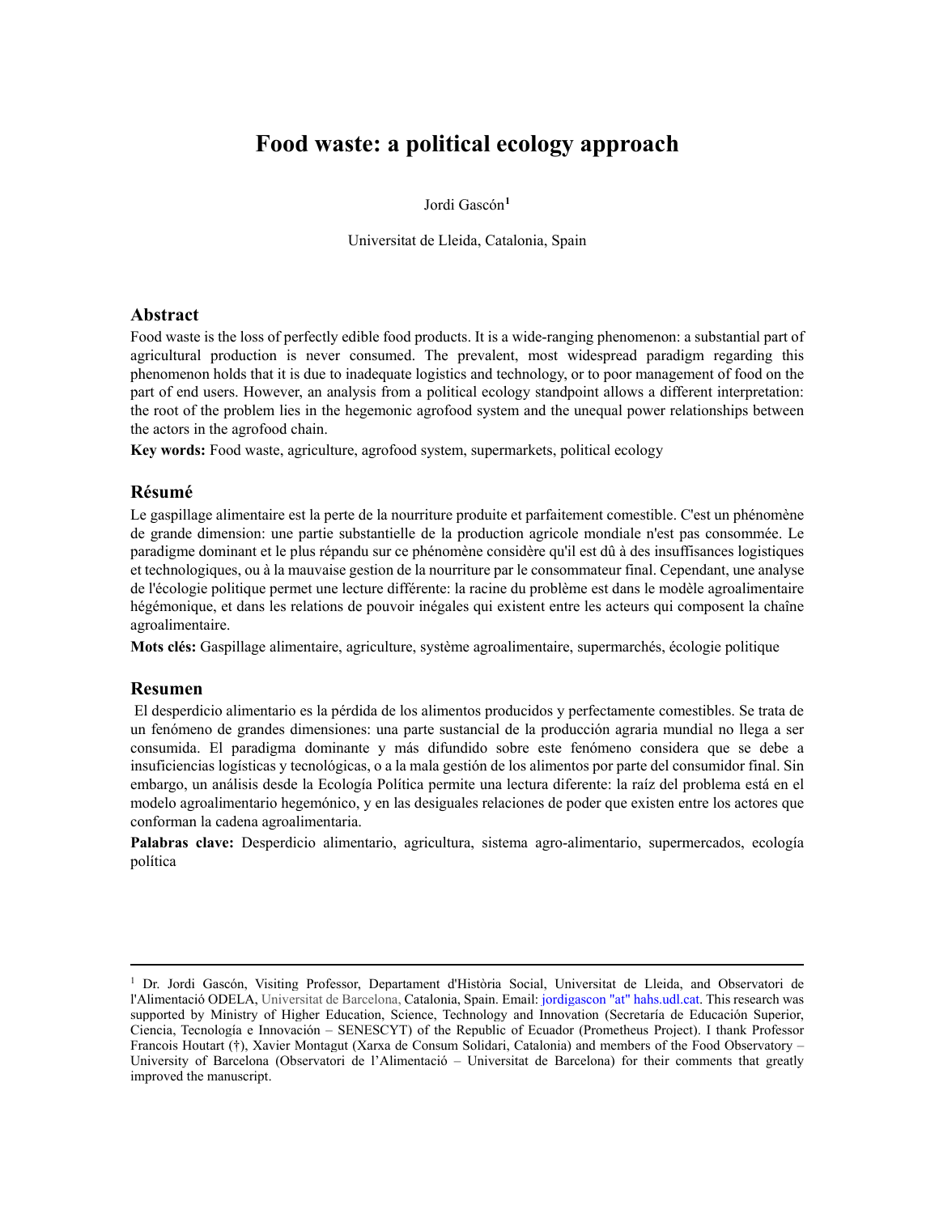# Food waste: a political ecology approach

Jordi Gascón[1]

Universitat de Lleida, Catalonia, Spain

## Abstract

Food waste is the loss of perfectly edible food products. It is a wide-ranging phenomenon: a substantial part of agricultural production is never consumed. The prevalent, most widespread paradigm regarding this phenomenon holds that it is due to inadequate logistics and technology, or to poor management of food on the part of end users. However, an analysis from a political ecology standpoint allows a different interpretation: the root of the problem lies in the hegemonic agrofood system and the unequal power relationships between the actors in the agrofood chain.

**Key words:** Food waste, agriculture, agrofood system, supermarkets, political ecology

## Résumé

Le gaspillage alimentaire est la perte de la nourriture produite et parfaitement comestible. C'est un phénomène de grande dimension: une partie substantielle de la production agricole mondiale n'est pas consommée. Le paradigme dominant et le plus répandu sur ce phénomène considère qu'il est dû à des insuffisances logistiques et technologiques, ou à la mauvaise gestion de la nourriture par le consommateur final. Cependant, une analyse de l'écologie politique permet une lecture différente: la racine du problème est dans le modèle agroalimentaire hégémonique, et dans les relations de pouvoir inégales qui existent entre les acteurs qui composent la chaîne agroalimentaire.

**Mots clés:** Gaspillage alimentaire, agriculture, système agroalimentaire, supermarchés, écologie politique

## Resumen

El desperdicio alimentario es la pérdida de los alimentos producidos y perfectamente comestibles. Se trata de un fenómeno de grandes dimensiones: una parte sustancial de la producción agraria mundial no llega a ser consumida. El paradigma dominante y más difundido sobre este fenómeno considera que se debe a insuficiencias logísticas y tecnológicas, o a la mala gestión de los alimentos por parte del consumidor final. Sin embargo, un análisis desde la Ecología Política permite una lectura diferente: la raíz del problema está en el modelo agroalimentario hegemónico, y en las desiguales relaciones de poder que existen entre los actores que conforman la cadena agroalimentaria.

**Palabras clave:** Desperdicio alimentario, agricultura, sistema agro-alimentario, supermercados, ecología política

---

[1] Dr. Jordi Gascón, Visiting Professor, Departament d'Història Social, Universitat de Lleida, and Observatori de l'Alimentació ODELA, Universitat de Barcelona, Catalonia, Spain. Email: jordigascon "at" hahs.udl.cat. This research was supported by Ministry of Higher Education, Science, Technology and Innovation (Secretaría de Educación Superior, Ciencia, Tecnología e Innovación – SENESCYT) of the Republic of Ecuador (Prometheus Project). I thank Professor Francois Houtart (†), Xavier Montagut (Xarxa de Consum Solidari, Catalonia) and members of the Food Observatory – University of Barcelona (Observatori de l'Alimentació – Universitat de Barcelona) for their comments that greatly improved the manuscript.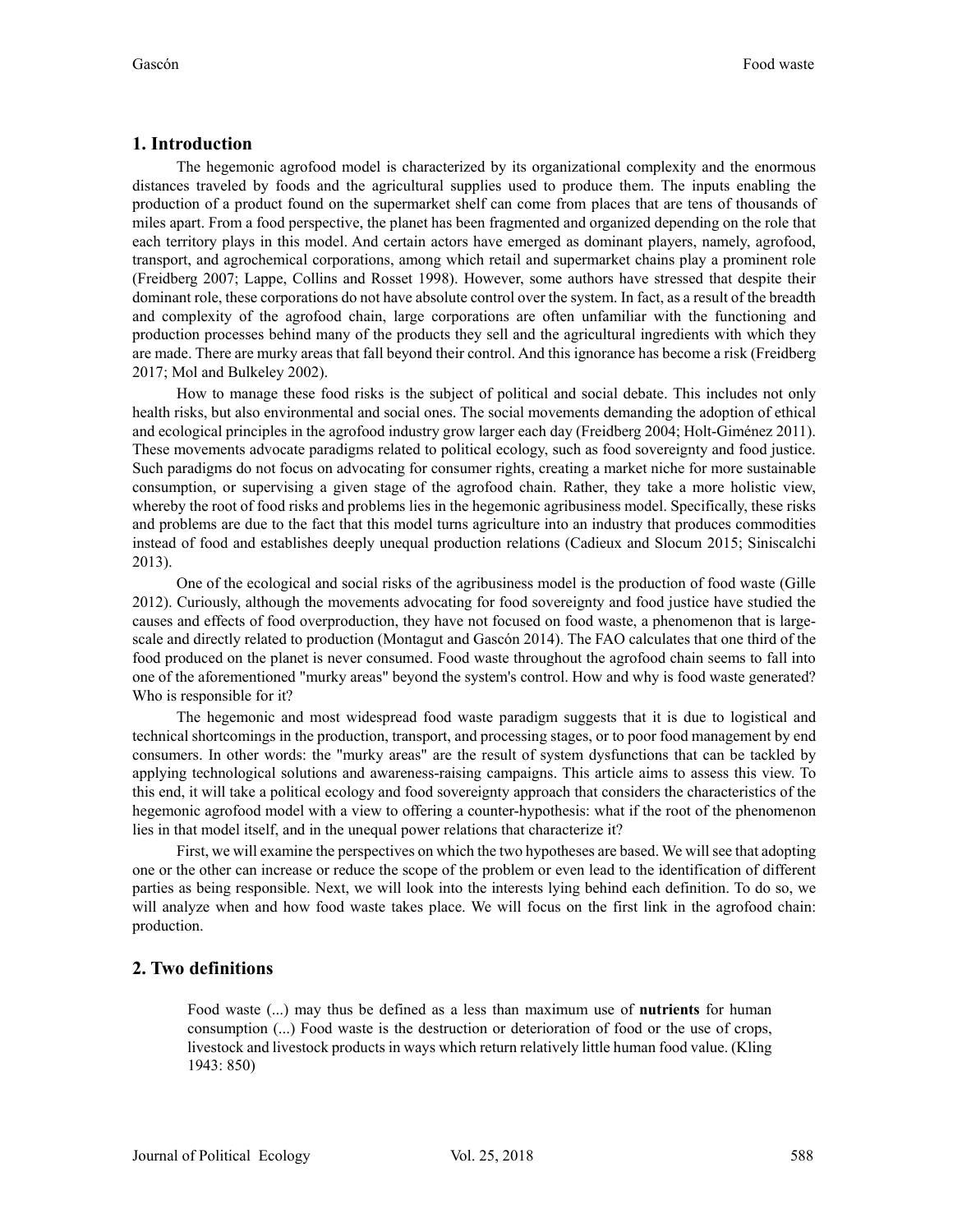## 1. Introduction

The hegemonic agrofood model is characterized by its organizational complexity and the enormous distances traveled by foods and the agricultural supplies used to produce them. The inputs enabling the production of a product found on the supermarket shelf can come from places that are tens of thousands of miles apart. From a food perspective, the planet has been fragmented and organized depending on the role that each territory plays in this model. And certain actors have emerged as dominant players, namely, agrofood, transport, and agrochemical corporations, among which retail and supermarket chains play a prominent role (Freidberg 2007; Lappe, Collins and Rosset 1998). However, some authors have stressed that despite their dominant role, these corporations do not have absolute control over the system. In fact, as a result of the breadth and complexity of the agrofood chain, large corporations are often unfamiliar with the functioning and production processes behind many of the products they sell and the agricultural ingredients with which they are made. There are murky areas that fall beyond their control. And this ignorance has become a risk (Freidberg 2017; Mol and Bulkeley 2002).

How to manage these food risks is the subject of political and social debate. This includes not only health risks, but also environmental and social ones. The social movements demanding the adoption of ethical and ecological principles in the agrofood industry grow larger each day (Freidberg 2004; Holt-Giménez 2011). These movements advocate paradigms related to political ecology, such as food sovereignty and food justice. Such paradigms do not focus on advocating for consumer rights, creating a market niche for more sustainable consumption, or supervising a given stage of the agrofood chain. Rather, they take a more holistic view, whereby the root of food risks and problems lies in the hegemonic agribusiness model. Specifically, these risks and problems are due to the fact that this model turns agriculture into an industry that produces commodities instead of food and establishes deeply unequal production relations (Cadieux and Slocum 2015; Siniscalchi 2013).

One of the ecological and social risks of the agribusiness model is the production of food waste (Gille 2012). Curiously, although the movements advocating for food sovereignty and food justice have studied the causes and effects of food overproduction, they have not focused on food waste, a phenomenon that is large-scale and directly related to production (Montagut and Gascón 2014). The FAO calculates that one third of the food produced on the planet is never consumed. Food waste throughout the agrofood chain seems to fall into one of the aforementioned "murky areas" beyond the system's control. How and why is food waste generated? Who is responsible for it?

The hegemonic and most widespread food waste paradigm suggests that it is due to logistical and technical shortcomings in the production, transport, and processing stages, or to poor food management by end consumers. In other words: the "murky areas" are the result of system dysfunctions that can be tackled by applying technological solutions and awareness-raising campaigns. This article aims to assess this view. To this end, it will take a political ecology and food sovereignty approach that considers the characteristics of the hegemonic agrofood model with a view to offering a counter-hypothesis: what if the root of the phenomenon lies in that model itself, and in the unequal power relations that characterize it?

First, we will examine the perspectives on which the two hypotheses are based. We will see that adopting one or the other can increase or reduce the scope of the problem or even lead to the identification of different parties as being responsible. Next, we will look into the interests lying behind each definition. To do so, we will analyze when and how food waste takes place. We will focus on the first link in the agrofood chain: production.

## 2. Two definitions

> Food waste (...) may thus be defined as a less than maximum use of **nutrients** for human consumption (...) Food waste is the destruction or deterioration of food or the use of crops, livestock and livestock products in ways which return relatively little human food value. (Kling 1943: 850)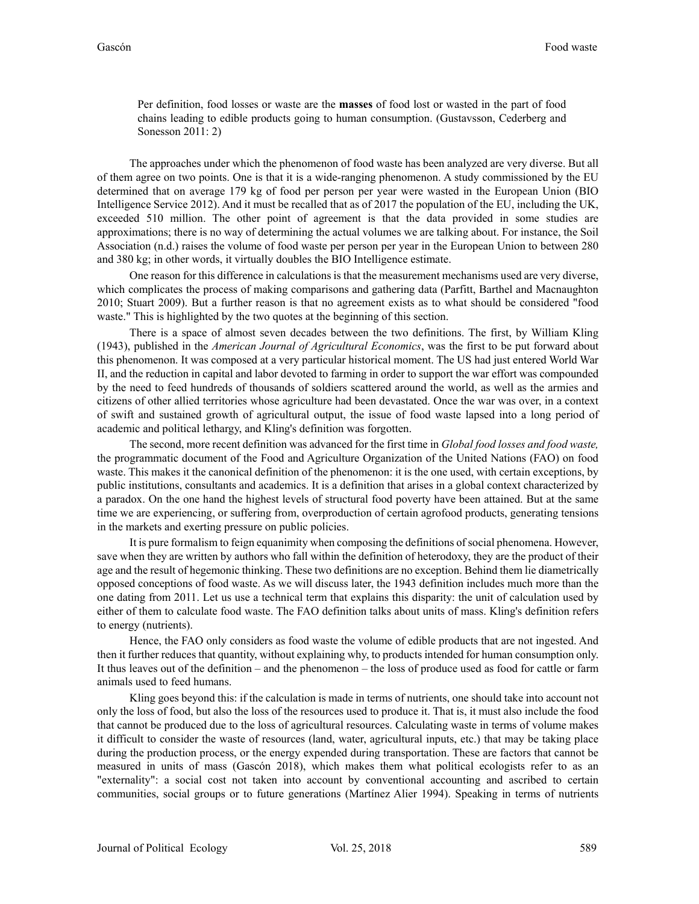> Per definition, food losses or waste are the **masses** of food lost or wasted in the part of food chains leading to edible products going to human consumption. (Gustavsson, Cederberg and Sonesson 2011: 2)

The approaches under which the phenomenon of food waste has been analyzed are very diverse. But all of them agree on two points. One is that it is a wide-ranging phenomenon. A study commissioned by the EU determined that on average 179 kg of food per person per year were wasted in the European Union (BIO Intelligence Service 2012). And it must be recalled that as of 2017 the population of the EU, including the UK, exceeded 510 million. The other point of agreement is that the data provided in some studies are approximations; there is no way of determining the actual volumes we are talking about. For instance, the Soil Association (n.d.) raises the volume of food waste per person per year in the European Union to between 280 and 380 kg; in other words, it virtually doubles the BIO Intelligence estimate.

One reason for this difference in calculations is that the measurement mechanisms used are very diverse, which complicates the process of making comparisons and gathering data (Parfitt, Barthel and Macnaughton 2010; Stuart 2009). But a further reason is that no agreement exists as to what should be considered "food waste." This is highlighted by the two quotes at the beginning of this section.

There is a space of almost seven decades between the two definitions. The first, by William Kling (1943), published in the *American Journal of Agricultural Economics*, was the first to be put forward about this phenomenon. It was composed at a very particular historical moment. The US had just entered World War II, and the reduction in capital and labor devoted to farming in order to support the war effort was compounded by the need to feed hundreds of thousands of soldiers scattered around the world, as well as the armies and citizens of other allied territories whose agriculture had been devastated. Once the war was over, in a context of swift and sustained growth of agricultural output, the issue of food waste lapsed into a long period of academic and political lethargy, and Kling's definition was forgotten.

The second, more recent definition was advanced for the first time in *Global food losses and food waste,* the programmatic document of the Food and Agriculture Organization of the United Nations (FAO) on food waste. This makes it the canonical definition of the phenomenon: it is the one used, with certain exceptions, by public institutions, consultants and academics. It is a definition that arises in a global context characterized by a paradox. On the one hand the highest levels of structural food poverty have been attained. But at the same time we are experiencing, or suffering from, overproduction of certain agrofood products, generating tensions in the markets and exerting pressure on public policies.

It is pure formalism to feign equanimity when composing the definitions of social phenomena. However, save when they are written by authors who fall within the definition of heterodoxy, they are the product of their age and the result of hegemonic thinking. These two definitions are no exception. Behind them lie diametrically opposed conceptions of food waste. As we will discuss later, the 1943 definition includes much more than the one dating from 2011. Let us use a technical term that explains this disparity: the unit of calculation used by either of them to calculate food waste. The FAO definition talks about units of mass. Kling's definition refers to energy (nutrients).

Hence, the FAO only considers as food waste the volume of edible products that are not ingested. And then it further reduces that quantity, without explaining why, to products intended for human consumption only. It thus leaves out of the definition – and the phenomenon – the loss of produce used as food for cattle or farm animals used to feed humans.

Kling goes beyond this: if the calculation is made in terms of nutrients, one should take into account not only the loss of food, but also the loss of the resources used to produce it. That is, it must also include the food that cannot be produced due to the loss of agricultural resources. Calculating waste in terms of volume makes it difficult to consider the waste of resources (land, water, agricultural inputs, etc.) that may be taking place during the production process, or the energy expended during transportation. These are factors that cannot be measured in units of mass (Gascón 2018), which makes them what political ecologists refer to as an "externality": a social cost not taken into account by conventional accounting and ascribed to certain communities, social groups or to future generations (Martínez Alier 1994). Speaking in terms of nutrients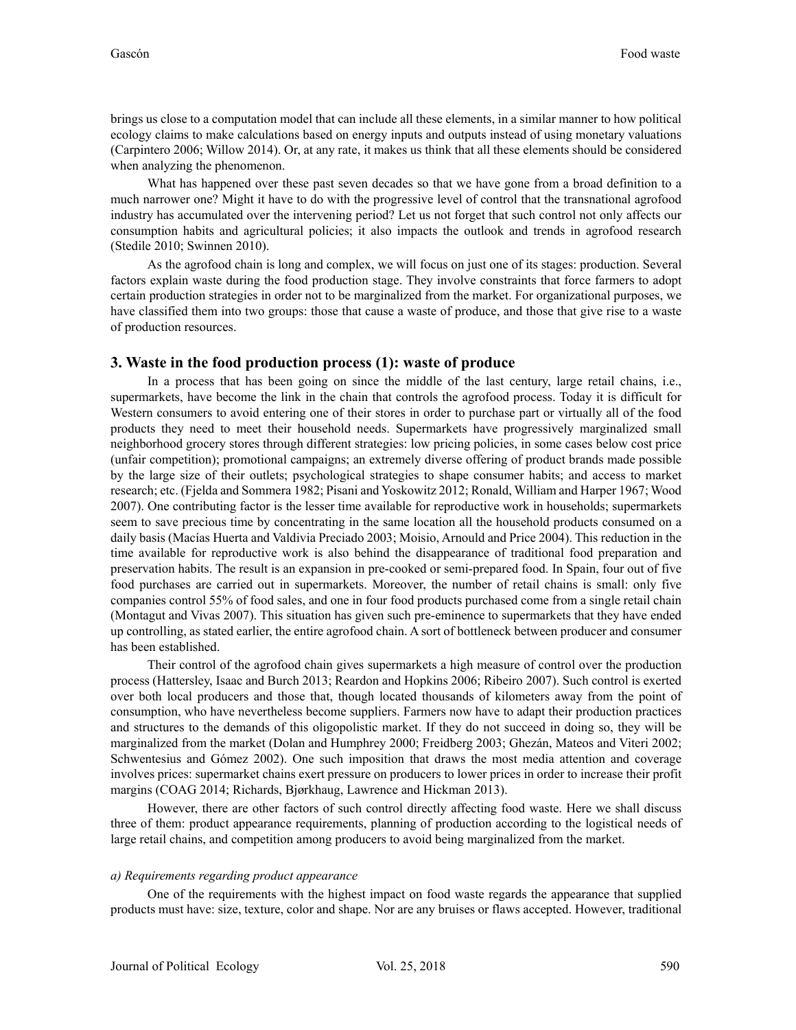brings us close to a computation model that can include all these elements, in a similar manner to how political ecology claims to make calculations based on energy inputs and outputs instead of using monetary valuations (Carpintero 2006; Willow 2014). Or, at any rate, it makes us think that all these elements should be considered when analyzing the phenomenon.

What has happened over these past seven decades so that we have gone from a broad definition to a much narrower one? Might it have to do with the progressive level of control that the transnational agrofood industry has accumulated over the intervening period? Let us not forget that such control not only affects our consumption habits and agricultural policies; it also impacts the outlook and trends in agrofood research (Stedile 2010; Swinnen 2010).

As the agrofood chain is long and complex, we will focus on just one of its stages: production. Several factors explain waste during the food production stage. They involve constraints that force farmers to adopt certain production strategies in order not to be marginalized from the market. For organizational purposes, we have classified them into two groups: those that cause a waste of produce, and those that give rise to a waste of production resources.

## 3. Waste in the food production process (1): waste of produce

In a process that has been going on since the middle of the last century, large retail chains, i.e., supermarkets, have become the link in the chain that controls the agrofood process. Today it is difficult for Western consumers to avoid entering one of their stores in order to purchase part or virtually all of the food products they need to meet their household needs. Supermarkets have progressively marginalized small neighborhood grocery stores through different strategies: low pricing policies, in some cases below cost price (unfair competition); promotional campaigns; an extremely diverse offering of product brands made possible by the large size of their outlets; psychological strategies to shape consumer habits; and access to market research; etc. (Fjelda and Sommera 1982; Pisani and Yoskowitz 2012; Ronald, William and Harper 1967; Wood 2007). One contributing factor is the lesser time available for reproductive work in households; supermarkets seem to save precious time by concentrating in the same location all the household products consumed on a daily basis (Macías Huerta and Valdivia Preciado 2003; Moisio, Arnould and Price 2004). This reduction in the time available for reproductive work is also behind the disappearance of traditional food preparation and preservation habits. The result is an expansion in pre-cooked or semi-prepared food. In Spain, four out of five food purchases are carried out in supermarkets. Moreover, the number of retail chains is small: only five companies control 55% of food sales, and one in four food products purchased come from a single retail chain (Montagut and Vivas 2007). This situation has given such pre-eminence to supermarkets that they have ended up controlling, as stated earlier, the entire agrofood chain. A sort of bottleneck between producer and consumer has been established.

Their control of the agrofood chain gives supermarkets a high measure of control over the production process (Hattersley, Isaac and Burch 2013; Reardon and Hopkins 2006; Ribeiro 2007). Such control is exerted over both local producers and those that, though located thousands of kilometers away from the point of consumption, who have nevertheless become suppliers. Farmers now have to adapt their production practices and structures to the demands of this oligopolistic market. If they do not succeed in doing so, they will be marginalized from the market (Dolan and Humphrey 2000; Freidberg 2003; Ghezán, Mateos and Viteri 2002; Schwentesius and Gómez 2002). One such imposition that draws the most media attention and coverage involves prices: supermarket chains exert pressure on producers to lower prices in order to increase their profit margins (COAG 2014; Richards, Bjørkhaug, Lawrence and Hickman 2013).

However, there are other factors of such control directly affecting food waste. Here we shall discuss three of them: product appearance requirements, planning of production according to the logistical needs of large retail chains, and competition among producers to avoid being marginalized from the market.

*a) Requirements regarding product appearance*

One of the requirements with the highest impact on food waste regards the appearance that supplied products must have: size, texture, color and shape. Nor are any bruises or flaws accepted. However, traditional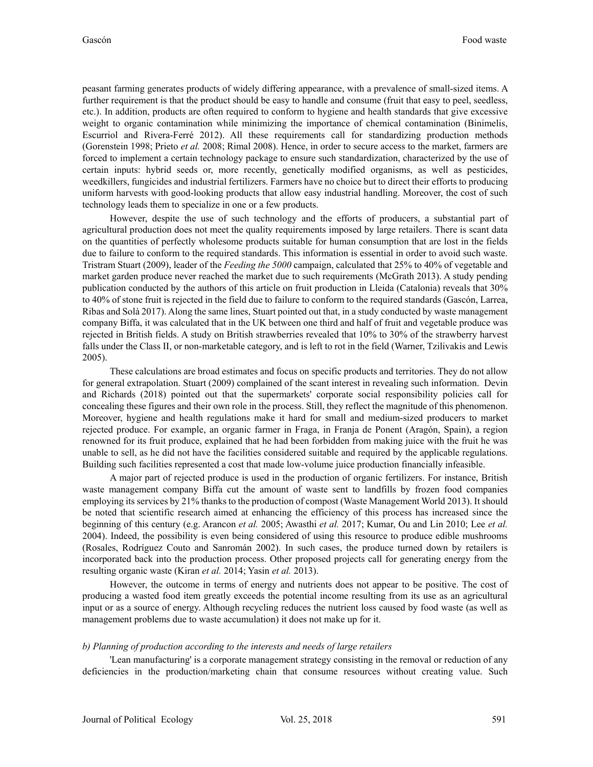peasant farming generates products of widely differing appearance, with a prevalence of small-sized items. A further requirement is that the product should be easy to handle and consume (fruit that easy to peel, seedless, etc.). In addition, products are often required to conform to hygiene and health standards that give excessive weight to organic contamination while minimizing the importance of chemical contamination (Binimelis, Escurriol and Rivera-Ferré 2012). All these requirements call for standardizing production methods (Gorenstein 1998; Prieto *et al.* 2008; Rimal 2008). Hence, in order to secure access to the market, farmers are forced to implement a certain technology package to ensure such standardization, characterized by the use of certain inputs: hybrid seeds or, more recently, genetically modified organisms, as well as pesticides, weedkillers, fungicides and industrial fertilizers. Farmers have no choice but to direct their efforts to producing uniform harvests with good-looking products that allow easy industrial handling. Moreover, the cost of such technology leads them to specialize in one or a few products.

However, despite the use of such technology and the efforts of producers, a substantial part of agricultural production does not meet the quality requirements imposed by large retailers. There is scant data on the quantities of perfectly wholesome products suitable for human consumption that are lost in the fields due to failure to conform to the required standards. This information is essential in order to avoid such waste. Tristram Stuart (2009), leader of the *Feeding the 5000* campaign, calculated that 25% to 40% of vegetable and market garden produce never reached the market due to such requirements (McGrath 2013). A study pending publication conducted by the authors of this article on fruit production in Lleida (Catalonia) reveals that 30% to 40% of stone fruit is rejected in the field due to failure to conform to the required standards (Gascón, Larrea, Ribas and Solà 2017). Along the same lines, Stuart pointed out that, in a study conducted by waste management company Biffa, it was calculated that in the UK between one third and half of fruit and vegetable produce was rejected in British fields. A study on British strawberries revealed that 10% to 30% of the strawberry harvest falls under the Class II, or non-marketable category, and is left to rot in the field (Warner, Tzilivakis and Lewis 2005).

These calculations are broad estimates and focus on specific products and territories. They do not allow for general extrapolation. Stuart (2009) complained of the scant interest in revealing such information. Devin and Richards (2018) pointed out that the supermarkets' corporate social responsibility policies call for concealing these figures and their own role in the process. Still, they reflect the magnitude of this phenomenon. Moreover, hygiene and health regulations make it hard for small and medium-sized producers to market rejected produce. For example, an organic farmer in Fraga, in Franja de Ponent (Aragón, Spain), a region renowned for its fruit produce, explained that he had been forbidden from making juice with the fruit he was unable to sell, as he did not have the facilities considered suitable and required by the applicable regulations. Building such facilities represented a cost that made low-volume juice production financially infeasible.

A major part of rejected produce is used in the production of organic fertilizers. For instance, British waste management company Biffa cut the amount of waste sent to landfills by frozen food companies employing its services by 21% thanks to the production of compost (Waste Management World 2013). It should be noted that scientific research aimed at enhancing the efficiency of this process has increased since the beginning of this century (e.g. Arancon *et al.* 2005; Awasthi *et al.* 2017; Kumar, Ou and Lin 2010; Lee *et al.* 2004). Indeed, the possibility is even being considered of using this resource to produce edible mushrooms (Rosales, Rodríguez Couto and Sanromán 2002). In such cases, the produce turned down by retailers is incorporated back into the production process. Other proposed projects call for generating energy from the resulting organic waste (Kiran *et al.* 2014; Yasin *et al.* 2013).

However, the outcome in terms of energy and nutrients does not appear to be positive. The cost of producing a wasted food item greatly exceeds the potential income resulting from its use as an agricultural input or as a source of energy. Although recycling reduces the nutrient loss caused by food waste (as well as management problems due to waste accumulation) it does not make up for it.

*b) Planning of production according to the interests and needs of large retailers*

'Lean manufacturing' is a corporate management strategy consisting in the removal or reduction of any deficiencies in the production/marketing chain that consume resources without creating value. Such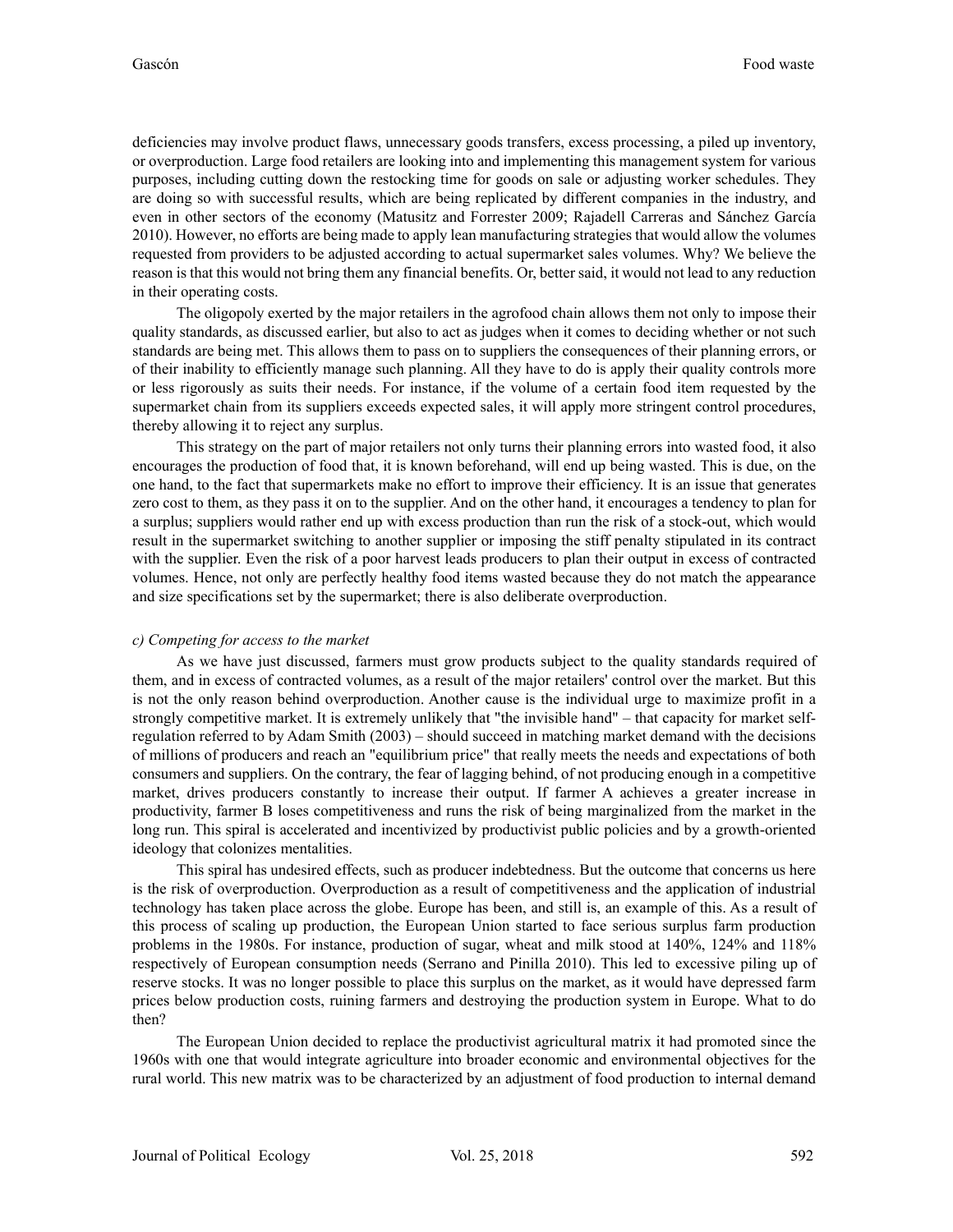deficiencies may involve product flaws, unnecessary goods transfers, excess processing, a piled up inventory, or overproduction. Large food retailers are looking into and implementing this management system for various purposes, including cutting down the restocking time for goods on sale or adjusting worker schedules. They are doing so with successful results, which are being replicated by different companies in the industry, and even in other sectors of the economy (Matusitz and Forrester 2009; Rajadell Carreras and Sánchez García 2010). However, no efforts are being made to apply lean manufacturing strategies that would allow the volumes requested from providers to be adjusted according to actual supermarket sales volumes. Why? We believe the reason is that this would not bring them any financial benefits. Or, better said, it would not lead to any reduction in their operating costs.

The oligopoly exerted by the major retailers in the agrofood chain allows them not only to impose their quality standards, as discussed earlier, but also to act as judges when it comes to deciding whether or not such standards are being met. This allows them to pass on to suppliers the consequences of their planning errors, or of their inability to efficiently manage such planning. All they have to do is apply their quality controls more or less rigorously as suits their needs. For instance, if the volume of a certain food item requested by the supermarket chain from its suppliers exceeds expected sales, it will apply more stringent control procedures, thereby allowing it to reject any surplus.

This strategy on the part of major retailers not only turns their planning errors into wasted food, it also encourages the production of food that, it is known beforehand, will end up being wasted. This is due, on the one hand, to the fact that supermarkets make no effort to improve their efficiency. It is an issue that generates zero cost to them, as they pass it on to the supplier. And on the other hand, it encourages a tendency to plan for a surplus; suppliers would rather end up with excess production than run the risk of a stock-out, which would result in the supermarket switching to another supplier or imposing the stiff penalty stipulated in its contract with the supplier. Even the risk of a poor harvest leads producers to plan their output in excess of contracted volumes. Hence, not only are perfectly healthy food items wasted because they do not match the appearance and size specifications set by the supermarket; there is also deliberate overproduction.

*c) Competing for access to the market*

As we have just discussed, farmers must grow products subject to the quality standards required of them, and in excess of contracted volumes, as a result of the major retailers' control over the market. But this is not the only reason behind overproduction. Another cause is the individual urge to maximize profit in a strongly competitive market. It is extremely unlikely that "the invisible hand" – that capacity for market self-regulation referred to by Adam Smith (2003) – should succeed in matching market demand with the decisions of millions of producers and reach an "equilibrium price" that really meets the needs and expectations of both consumers and suppliers. On the contrary, the fear of lagging behind, of not producing enough in a competitive market, drives producers constantly to increase their output. If farmer A achieves a greater increase in productivity, farmer B loses competitiveness and runs the risk of being marginalized from the market in the long run. This spiral is accelerated and incentivized by productivist public policies and by a growth-oriented ideology that colonizes mentalities.

This spiral has undesired effects, such as producer indebtedness. But the outcome that concerns us here is the risk of overproduction. Overproduction as a result of competitiveness and the application of industrial technology has taken place across the globe. Europe has been, and still is, an example of this. As a result of this process of scaling up production, the European Union started to face serious surplus farm production problems in the 1980s. For instance, production of sugar, wheat and milk stood at 140%, 124% and 118% respectively of European consumption needs (Serrano and Pinilla 2010). This led to excessive piling up of reserve stocks. It was no longer possible to place this surplus on the market, as it would have depressed farm prices below production costs, ruining farmers and destroying the production system in Europe. What to do then?

The European Union decided to replace the productivist agricultural matrix it had promoted since the 1960s with one that would integrate agriculture into broader economic and environmental objectives for the rural world. This new matrix was to be characterized by an adjustment of food production to internal demand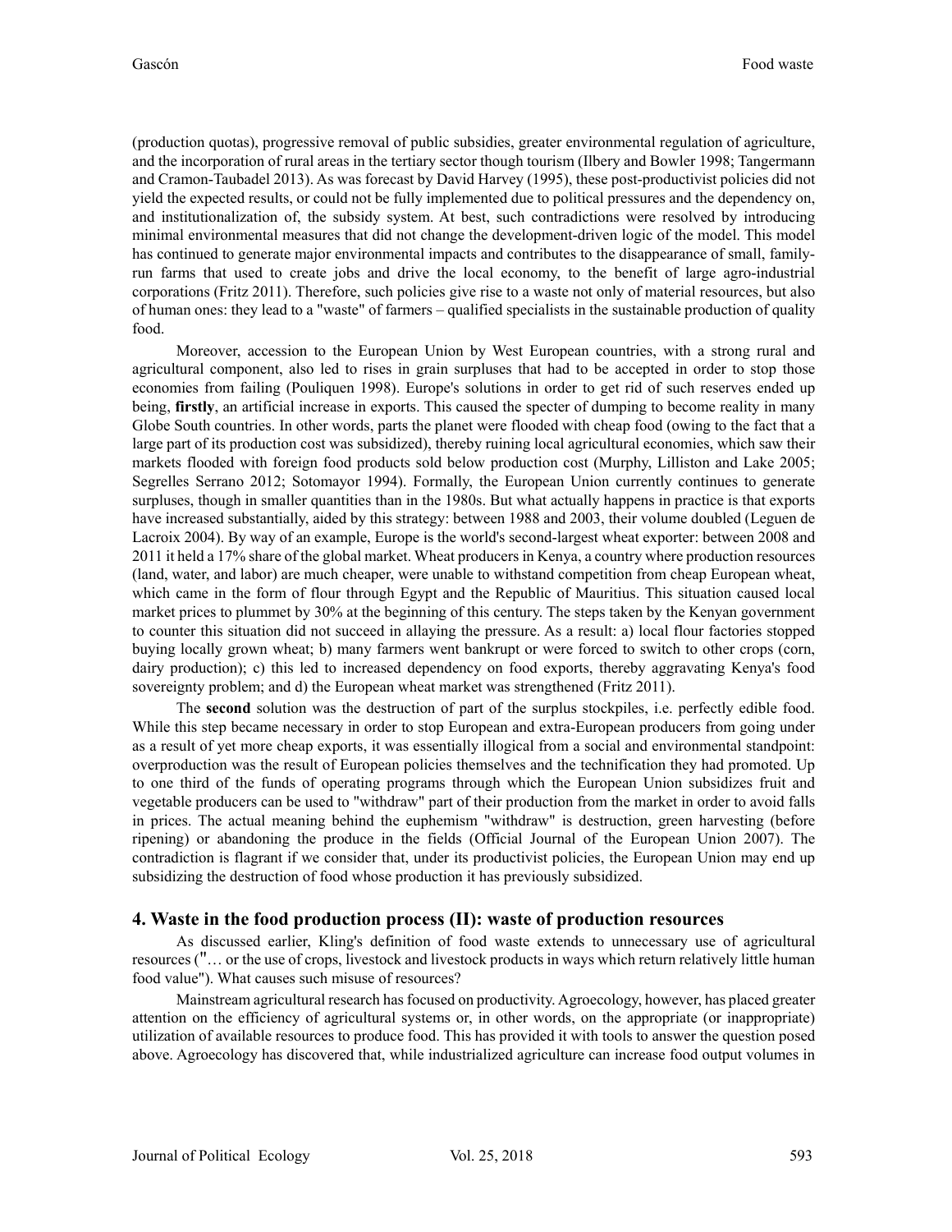(production quotas), progressive removal of public subsidies, greater environmental regulation of agriculture, and the incorporation of rural areas in the tertiary sector though tourism (Ilbery and Bowler 1998; Tangermann and Cramon-Taubadel 2013). As was forecast by David Harvey (1995), these post-productivist policies did not yield the expected results, or could not be fully implemented due to political pressures and the dependency on, and institutionalization of, the subsidy system. At best, such contradictions were resolved by introducing minimal environmental measures that did not change the development-driven logic of the model. This model has continued to generate major environmental impacts and contributes to the disappearance of small, family-run farms that used to create jobs and drive the local economy, to the benefit of large agro-industrial corporations (Fritz 2011). Therefore, such policies give rise to a waste not only of material resources, but also of human ones: they lead to a "waste" of farmers – qualified specialists in the sustainable production of quality food.

Moreover, accession to the European Union by West European countries, with a strong rural and agricultural component, also led to rises in grain surpluses that had to be accepted in order to stop those economies from failing (Pouliquen 1998). Europe's solutions in order to get rid of such reserves ended up being, **firstly**, an artificial increase in exports. This caused the specter of dumping to become reality in many Globe South countries. In other words, parts the planet were flooded with cheap food (owing to the fact that a large part of its production cost was subsidized), thereby ruining local agricultural economies, which saw their markets flooded with foreign food products sold below production cost (Murphy, Lilliston and Lake 2005; Segrelles Serrano 2012; Sotomayor 1994). Formally, the European Union currently continues to generate surpluses, though in smaller quantities than in the 1980s. But what actually happens in practice is that exports have increased substantially, aided by this strategy: between 1988 and 2003, their volume doubled (Leguen de Lacroix 2004). By way of an example, Europe is the world's second-largest wheat exporter: between 2008 and 2011 it held a 17% share of the global market. Wheat producers in Kenya, a country where production resources (land, water, and labor) are much cheaper, were unable to withstand competition from cheap European wheat, which came in the form of flour through Egypt and the Republic of Mauritius. This situation caused local market prices to plummet by 30% at the beginning of this century. The steps taken by the Kenyan government to counter this situation did not succeed in allaying the pressure. As a result: a) local flour factories stopped buying locally grown wheat; b) many farmers went bankrupt or were forced to switch to other crops (corn, dairy production); c) this led to increased dependency on food exports, thereby aggravating Kenya's food sovereignty problem; and d) the European wheat market was strengthened (Fritz 2011).

The **second** solution was the destruction of part of the surplus stockpiles, i.e. perfectly edible food. While this step became necessary in order to stop European and extra-European producers from going under as a result of yet more cheap exports, it was essentially illogical from a social and environmental standpoint: overproduction was the result of European policies themselves and the technification they had promoted. Up to one third of the funds of operating programs through which the European Union subsidizes fruit and vegetable producers can be used to "withdraw" part of their production from the market in order to avoid falls in prices. The actual meaning behind the euphemism "withdraw" is destruction, green harvesting (before ripening) or abandoning the produce in the fields (Official Journal of the European Union 2007). The contradiction is flagrant if we consider that, under its productivist policies, the European Union may end up subsidizing the destruction of food whose production it has previously subsidized.

## 4. Waste in the food production process (II): waste of production resources

As discussed earlier, Kling's definition of food waste extends to unnecessary use of agricultural resources ("… or the use of crops, livestock and livestock products in ways which return relatively little human food value"). What causes such misuse of resources?

Mainstream agricultural research has focused on productivity. Agroecology, however, has placed greater attention on the efficiency of agricultural systems or, in other words, on the appropriate (or inappropriate) utilization of available resources to produce food. This has provided it with tools to answer the question posed above. Agroecology has discovered that, while industrialized agriculture can increase food output volumes in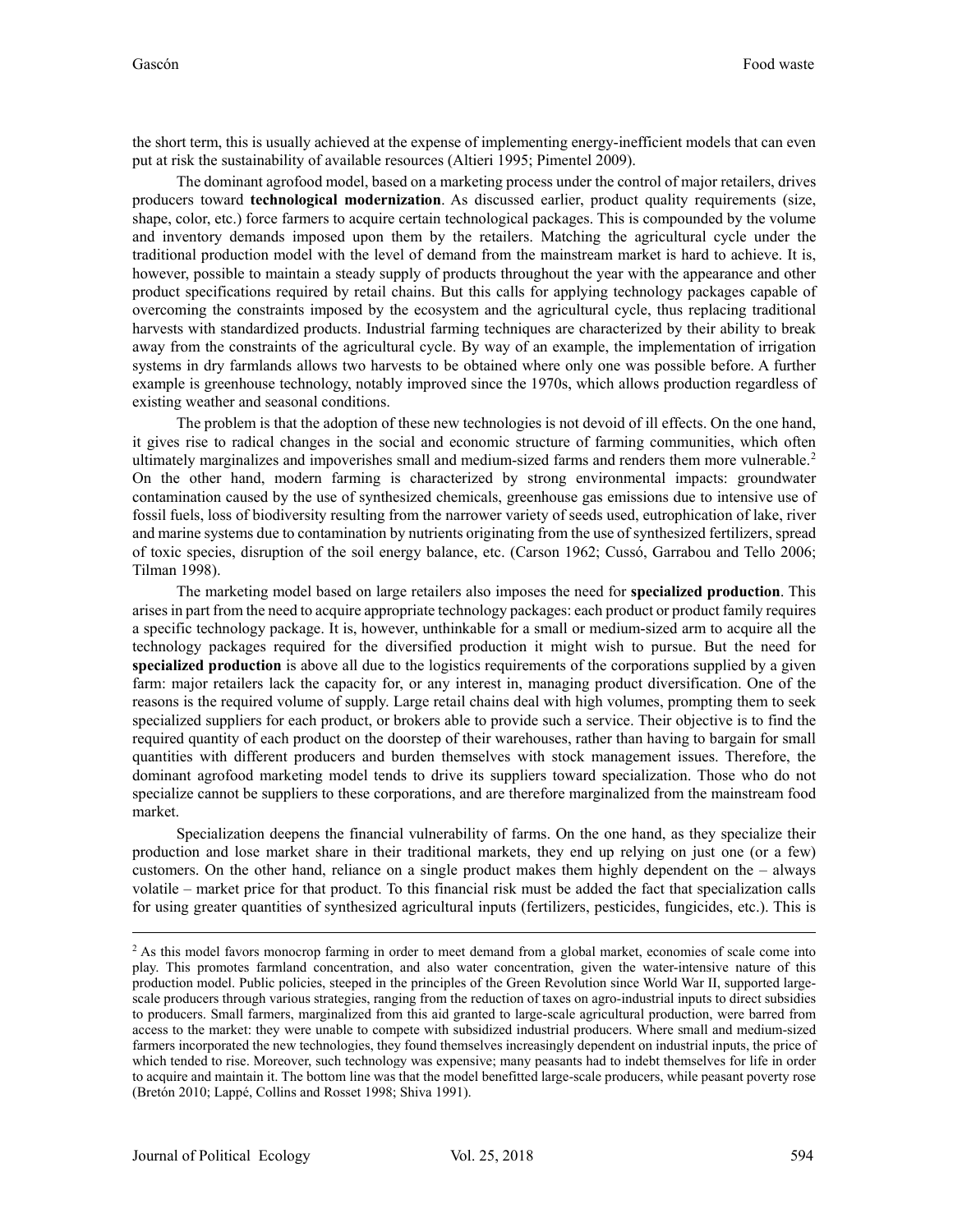the short term, this is usually achieved at the expense of implementing energy-inefficient models that can even put at risk the sustainability of available resources (Altieri 1995; Pimentel 2009).

The dominant agrofood model, based on a marketing process under the control of major retailers, drives producers toward **technological modernization**. As discussed earlier, product quality requirements (size, shape, color, etc.) force farmers to acquire certain technological packages. This is compounded by the volume and inventory demands imposed upon them by the retailers. Matching the agricultural cycle under the traditional production model with the level of demand from the mainstream market is hard to achieve. It is, however, possible to maintain a steady supply of products throughout the year with the appearance and other product specifications required by retail chains. But this calls for applying technology packages capable of overcoming the constraints imposed by the ecosystem and the agricultural cycle, thus replacing traditional harvests with standardized products. Industrial farming techniques are characterized by their ability to break away from the constraints of the agricultural cycle. By way of an example, the implementation of irrigation systems in dry farmlands allows two harvests to be obtained where only one was possible before. A further example is greenhouse technology, notably improved since the 1970s, which allows production regardless of existing weather and seasonal conditions.

The problem is that the adoption of these new technologies is not devoid of ill effects. On the one hand, it gives rise to radical changes in the social and economic structure of farming communities, which often ultimately marginalizes and impoverishes small and medium-sized farms and renders them more vulnerable.[2] On the other hand, modern farming is characterized by strong environmental impacts: groundwater contamination caused by the use of synthesized chemicals, greenhouse gas emissions due to intensive use of fossil fuels, loss of biodiversity resulting from the narrower variety of seeds used, eutrophication of lake, river and marine systems due to contamination by nutrients originating from the use of synthesized fertilizers, spread of toxic species, disruption of the soil energy balance, etc. (Carson 1962; Cussó, Garrabou and Tello 2006; Tilman 1998).

The marketing model based on large retailers also imposes the need for **specialized production**. This arises in part from the need to acquire appropriate technology packages: each product or product family requires a specific technology package. It is, however, unthinkable for a small or medium-sized arm to acquire all the technology packages required for the diversified production it might wish to pursue. But the need for **specialized production** is above all due to the logistics requirements of the corporations supplied by a given farm: major retailers lack the capacity for, or any interest in, managing product diversification. One of the reasons is the required volume of supply. Large retail chains deal with high volumes, prompting them to seek specialized suppliers for each product, or brokers able to provide such a service. Their objective is to find the required quantity of each product on the doorstep of their warehouses, rather than having to bargain for small quantities with different producers and burden themselves with stock management issues. Therefore, the dominant agrofood marketing model tends to drive its suppliers toward specialization. Those who do not specialize cannot be suppliers to these corporations, and are therefore marginalized from the mainstream food market.

Specialization deepens the financial vulnerability of farms. On the one hand, as they specialize their production and lose market share in their traditional markets, they end up relying on just one (or a few) customers. On the other hand, reliance on a single product makes them highly dependent on the – always volatile – market price for that product. To this financial risk must be added the fact that specialization calls for using greater quantities of synthesized agricultural inputs (fertilizers, pesticides, fungicides, etc.). This is

---

[2] As this model favors monocrop farming in order to meet demand from a global market, economies of scale come into play. This promotes farmland concentration, and also water concentration, given the water-intensive nature of this production model. Public policies, steeped in the principles of the Green Revolution since World War II, supported large-scale producers through various strategies, ranging from the reduction of taxes on agro-industrial inputs to direct subsidies to producers. Small farmers, marginalized from this aid granted to large-scale agricultural production, were barred from access to the market: they were unable to compete with subsidized industrial producers. Where small and medium-sized farmers incorporated the new technologies, they found themselves increasingly dependent on industrial inputs, the price of which tended to rise. Moreover, such technology was expensive; many peasants had to indebt themselves for life in order to acquire and maintain it. The bottom line was that the model benefitted large-scale producers, while peasant poverty rose (Bretón 2010; Lappé, Collins and Rosset 1998; Shiva 1991).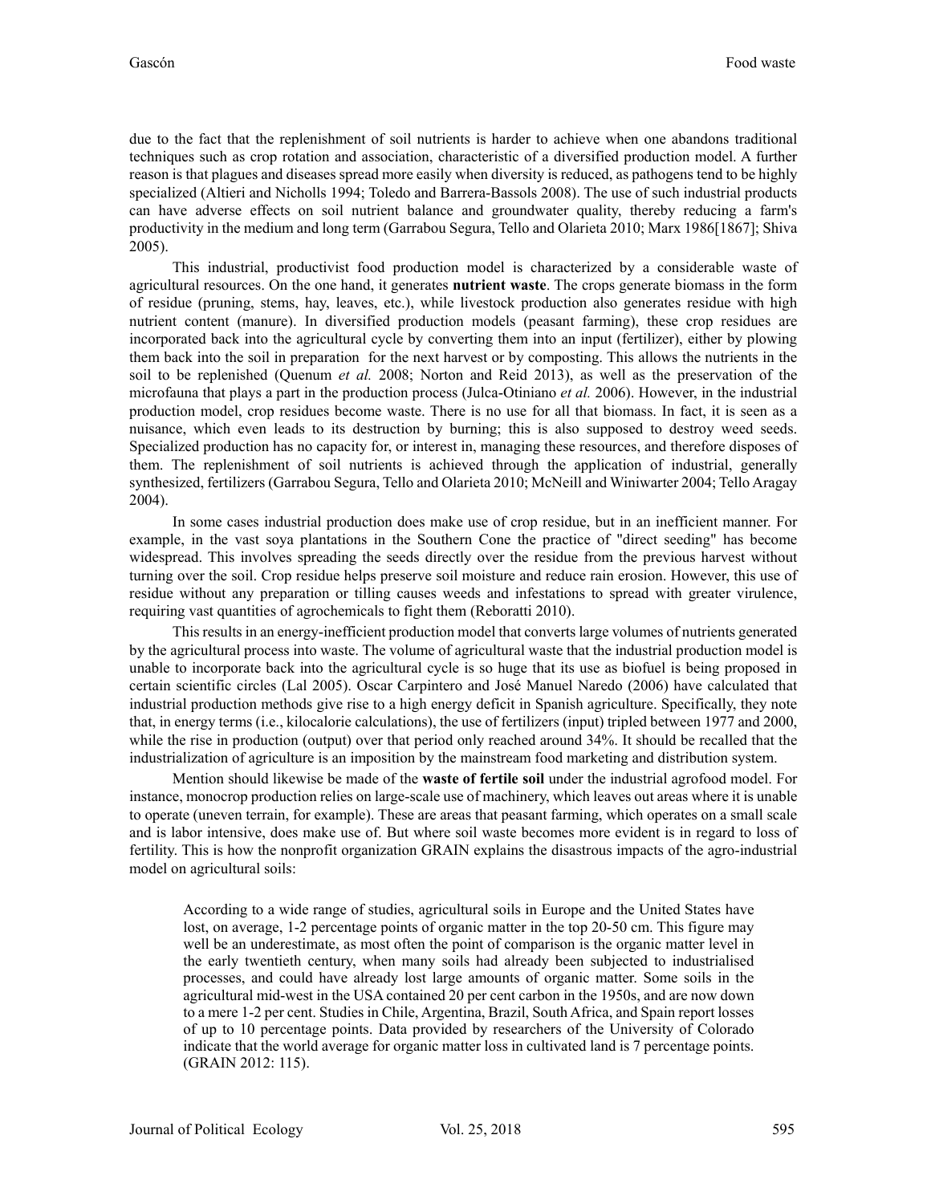due to the fact that the replenishment of soil nutrients is harder to achieve when one abandons traditional techniques such as crop rotation and association, characteristic of a diversified production model. A further reason is that plagues and diseases spread more easily when diversity is reduced, as pathogens tend to be highly specialized (Altieri and Nicholls 1994; Toledo and Barrera-Bassols 2008). The use of such industrial products can have adverse effects on soil nutrient balance and groundwater quality, thereby reducing a farm's productivity in the medium and long term (Garrabou Segura, Tello and Olarieta 2010; Marx 1986[1867]; Shiva 2005).

This industrial, productivist food production model is characterized by a considerable waste of agricultural resources. On the one hand, it generates **nutrient waste**. The crops generate biomass in the form of residue (pruning, stems, hay, leaves, etc.), while livestock production also generates residue with high nutrient content (manure). In diversified production models (peasant farming), these crop residues are incorporated back into the agricultural cycle by converting them into an input (fertilizer), either by plowing them back into the soil in preparation for the next harvest or by composting. This allows the nutrients in the soil to be replenished (Quenum *et al.* 2008; Norton and Reid 2013), as well as the preservation of the microfauna that plays a part in the production process (Julca-Otiniano *et al.* 2006). However, in the industrial production model, crop residues become waste. There is no use for all that biomass. In fact, it is seen as a nuisance, which even leads to its destruction by burning; this is also supposed to destroy weed seeds. Specialized production has no capacity for, or interest in, managing these resources, and therefore disposes of them. The replenishment of soil nutrients is achieved through the application of industrial, generally synthesized, fertilizers (Garrabou Segura, Tello and Olarieta 2010; McNeill and Winiwarter 2004; Tello Aragay 2004).

In some cases industrial production does make use of crop residue, but in an inefficient manner. For example, in the vast soya plantations in the Southern Cone the practice of "direct seeding" has become widespread. This involves spreading the seeds directly over the residue from the previous harvest without turning over the soil. Crop residue helps preserve soil moisture and reduce rain erosion. However, this use of residue without any preparation or tilling causes weeds and infestations to spread with greater virulence, requiring vast quantities of agrochemicals to fight them (Reboratti 2010).

This results in an energy-inefficient production model that converts large volumes of nutrients generated by the agricultural process into waste. The volume of agricultural waste that the industrial production model is unable to incorporate back into the agricultural cycle is so huge that its use as biofuel is being proposed in certain scientific circles (Lal 2005). Oscar Carpintero and José Manuel Naredo (2006) have calculated that industrial production methods give rise to a high energy deficit in Spanish agriculture. Specifically, they note that, in energy terms (i.e., kilocalorie calculations), the use of fertilizers (input) tripled between 1977 and 2000, while the rise in production (output) over that period only reached around 34%. It should be recalled that the industrialization of agriculture is an imposition by the mainstream food marketing and distribution system.

Mention should likewise be made of the **waste of fertile soil** under the industrial agrofood model. For instance, monocrop production relies on large-scale use of machinery, which leaves out areas where it is unable to operate (uneven terrain, for example). These are areas that peasant farming, which operates on a small scale and is labor intensive, does make use of. But where soil waste becomes more evident is in regard to loss of fertility. This is how the nonprofit organization GRAIN explains the disastrous impacts of the agro-industrial model on agricultural soils:

> According to a wide range of studies, agricultural soils in Europe and the United States have lost, on average, 1-2 percentage points of organic matter in the top 20-50 cm. This figure may well be an underestimate, as most often the point of comparison is the organic matter level in the early twentieth century, when many soils had already been subjected to industrialised processes, and could have already lost large amounts of organic matter. Some soils in the agricultural mid-west in the USA contained 20 per cent carbon in the 1950s, and are now down to a mere 1-2 per cent. Studies in Chile, Argentina, Brazil, South Africa, and Spain report losses of up to 10 percentage points. Data provided by researchers of the University of Colorado indicate that the world average for organic matter loss in cultivated land is 7 percentage points. (GRAIN 2012: 115).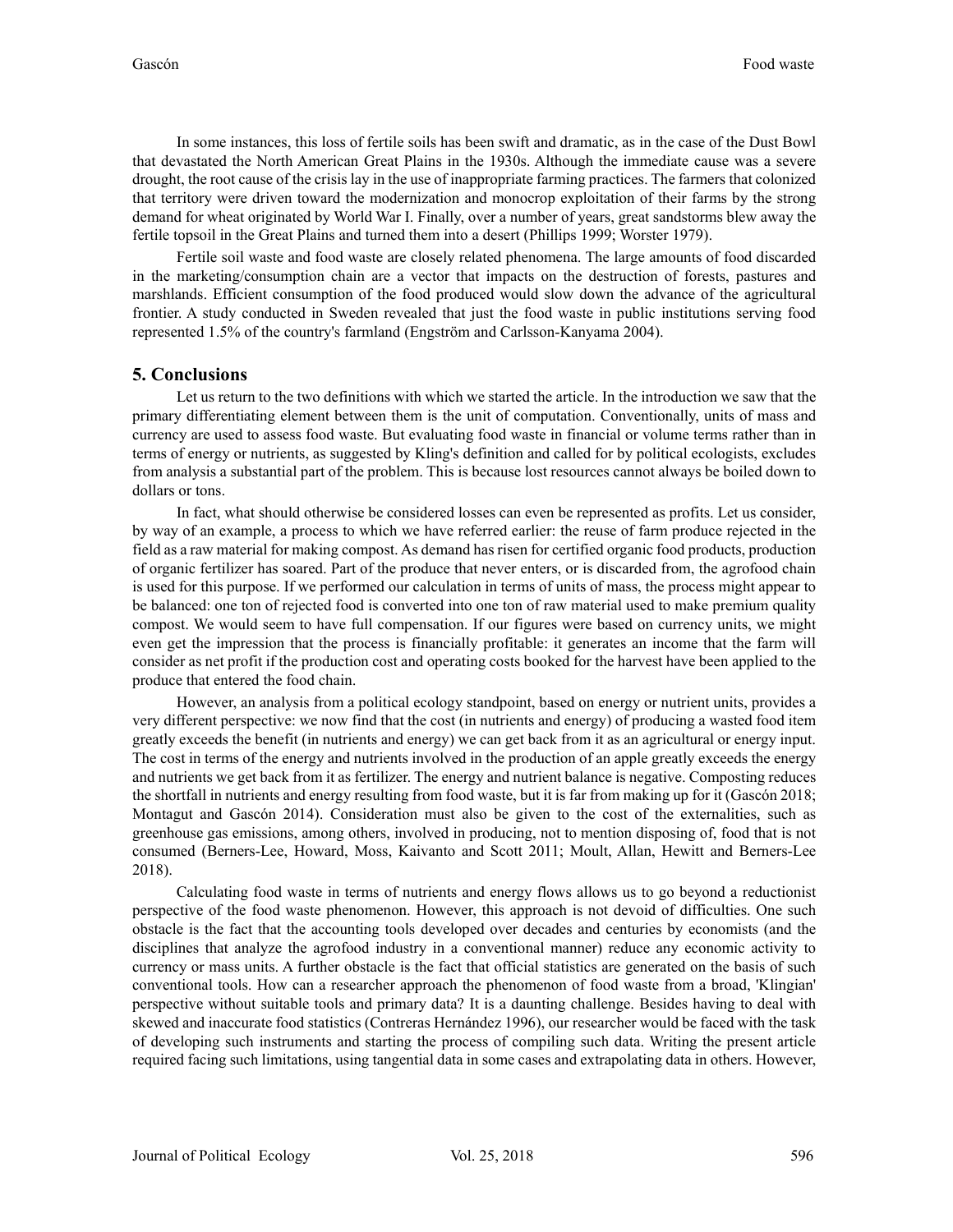In some instances, this loss of fertile soils has been swift and dramatic, as in the case of the Dust Bowl that devastated the North American Great Plains in the 1930s. Although the immediate cause was a severe drought, the root cause of the crisis lay in the use of inappropriate farming practices. The farmers that colonized that territory were driven toward the modernization and monocrop exploitation of their farms by the strong demand for wheat originated by World War I. Finally, over a number of years, great sandstorms blew away the fertile topsoil in the Great Plains and turned them into a desert (Phillips 1999; Worster 1979).

Fertile soil waste and food waste are closely related phenomena. The large amounts of food discarded in the marketing/consumption chain are a vector that impacts on the destruction of forests, pastures and marshlands. Efficient consumption of the food produced would slow down the advance of the agricultural frontier. A study conducted in Sweden revealed that just the food waste in public institutions serving food represented 1.5% of the country's farmland (Engström and Carlsson-Kanyama 2004).

## 5. Conclusions

Let us return to the two definitions with which we started the article. In the introduction we saw that the primary differentiating element between them is the unit of computation. Conventionally, units of mass and currency are used to assess food waste. But evaluating food waste in financial or volume terms rather than in terms of energy or nutrients, as suggested by Kling's definition and called for by political ecologists, excludes from analysis a substantial part of the problem. This is because lost resources cannot always be boiled down to dollars or tons.

In fact, what should otherwise be considered losses can even be represented as profits. Let us consider, by way of an example, a process to which we have referred earlier: the reuse of farm produce rejected in the field as a raw material for making compost. As demand has risen for certified organic food products, production of organic fertilizer has soared. Part of the produce that never enters, or is discarded from, the agrofood chain is used for this purpose. If we performed our calculation in terms of units of mass, the process might appear to be balanced: one ton of rejected food is converted into one ton of raw material used to make premium quality compost. We would seem to have full compensation. If our figures were based on currency units, we might even get the impression that the process is financially profitable: it generates an income that the farm will consider as net profit if the production cost and operating costs booked for the harvest have been applied to the produce that entered the food chain.

However, an analysis from a political ecology standpoint, based on energy or nutrient units, provides a very different perspective: we now find that the cost (in nutrients and energy) of producing a wasted food item greatly exceeds the benefit (in nutrients and energy) we can get back from it as an agricultural or energy input. The cost in terms of the energy and nutrients involved in the production of an apple greatly exceeds the energy and nutrients we get back from it as fertilizer. The energy and nutrient balance is negative. Composting reduces the shortfall in nutrients and energy resulting from food waste, but it is far from making up for it (Gascón 2018; Montagut and Gascón 2014). Consideration must also be given to the cost of the externalities, such as greenhouse gas emissions, among others, involved in producing, not to mention disposing of, food that is not consumed (Berners-Lee, Howard, Moss, Kaivanto and Scott 2011; Moult, Allan, Hewitt and Berners-Lee 2018).

Calculating food waste in terms of nutrients and energy flows allows us to go beyond a reductionist perspective of the food waste phenomenon. However, this approach is not devoid of difficulties. One such obstacle is the fact that the accounting tools developed over decades and centuries by economists (and the disciplines that analyze the agrofood industry in a conventional manner) reduce any economic activity to currency or mass units. A further obstacle is the fact that official statistics are generated on the basis of such conventional tools. How can a researcher approach the phenomenon of food waste from a broad, 'Klingian' perspective without suitable tools and primary data? It is a daunting challenge. Besides having to deal with skewed and inaccurate food statistics (Contreras Hernández 1996), our researcher would be faced with the task of developing such instruments and starting the process of compiling such data. Writing the present article required facing such limitations, using tangential data in some cases and extrapolating data in others. However,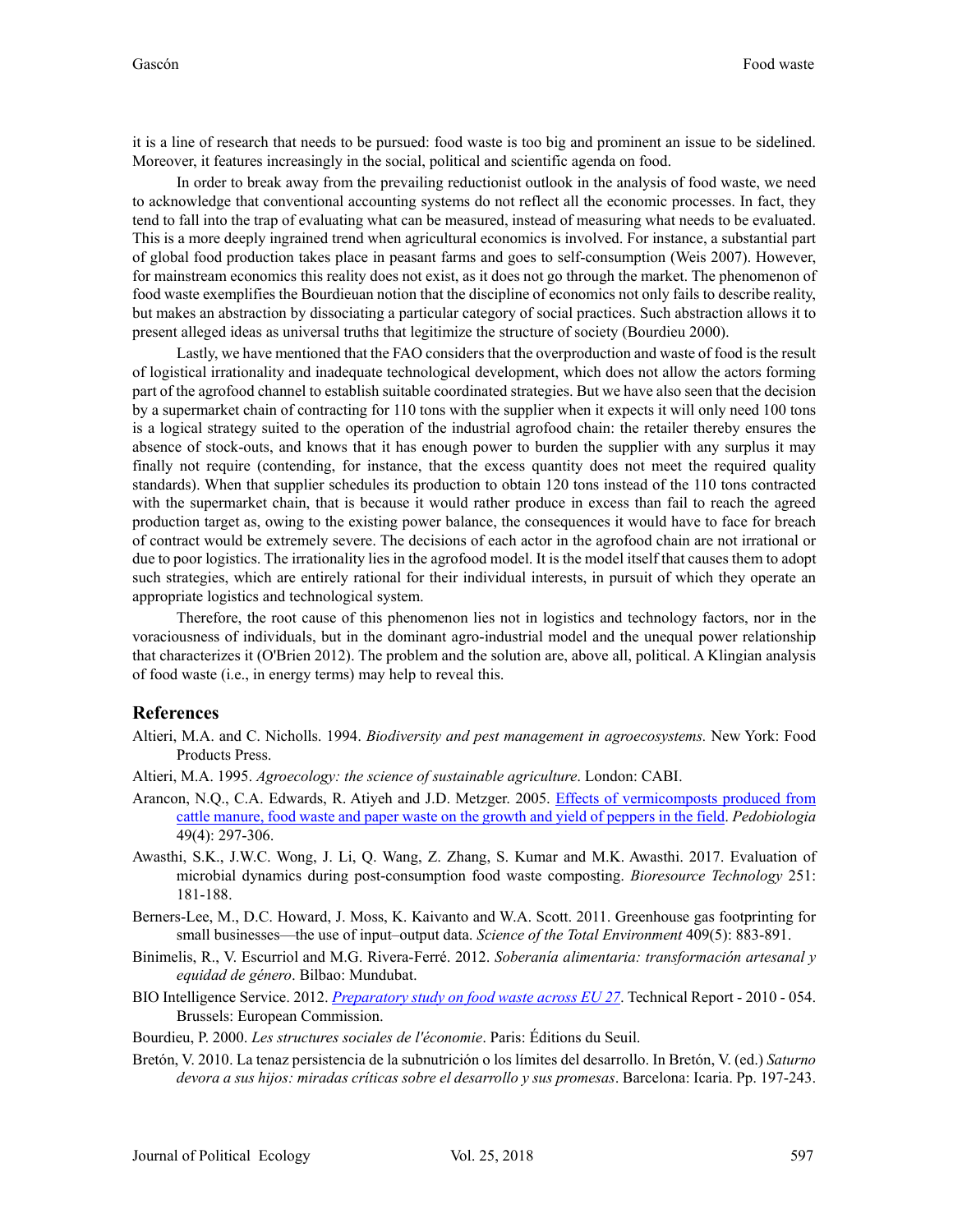it is a line of research that needs to be pursued: food waste is too big and prominent an issue to be sidelined. Moreover, it features increasingly in the social, political and scientific agenda on food.

In order to break away from the prevailing reductionist outlook in the analysis of food waste, we need to acknowledge that conventional accounting systems do not reflect all the economic processes. In fact, they tend to fall into the trap of evaluating what can be measured, instead of measuring what needs to be evaluated. This is a more deeply ingrained trend when agricultural economics is involved. For instance, a substantial part of global food production takes place in peasant farms and goes to self-consumption (Weis 2007). However, for mainstream economics this reality does not exist, as it does not go through the market. The phenomenon of food waste exemplifies the Bourdieuan notion that the discipline of economics not only fails to describe reality, but makes an abstraction by dissociating a particular category of social practices. Such abstraction allows it to present alleged ideas as universal truths that legitimize the structure of society (Bourdieu 2000).

Lastly, we have mentioned that the FAO considers that the overproduction and waste of food is the result of logistical irrationality and inadequate technological development, which does not allow the actors forming part of the agrofood channel to establish suitable coordinated strategies. But we have also seen that the decision by a supermarket chain of contracting for 110 tons with the supplier when it expects it will only need 100 tons is a logical strategy suited to the operation of the industrial agrofood chain: the retailer thereby ensures the absence of stock-outs, and knows that it has enough power to burden the supplier with any surplus it may finally not require (contending, for instance, that the excess quantity does not meet the required quality standards). When that supplier schedules its production to obtain 120 tons instead of the 110 tons contracted with the supermarket chain, that is because it would rather produce in excess than fail to reach the agreed production target as, owing to the existing power balance, the consequences it would have to face for breach of contract would be extremely severe. The decisions of each actor in the agrofood chain are not irrational or due to poor logistics. The irrationality lies in the agrofood model. It is the model itself that causes them to adopt such strategies, which are entirely rational for their individual interests, in pursuit of which they operate an appropriate logistics and technological system.

Therefore, the root cause of this phenomenon lies not in logistics and technology factors, nor in the voraciousness of individuals, but in the dominant agro-industrial model and the unequal power relationship that characterizes it (O'Brien 2012). The problem and the solution are, above all, political. A Klingian analysis of food waste (i.e., in energy terms) may help to reveal this.

## References

Altieri, M.A. and C. Nicholls. 1994. *Biodiversity and pest management in agroecosystems.* New York: Food Products Press.

Altieri, M.A. 1995. *Agroecology: the science of sustainable agriculture*. London: CABI.

Arancon, N.Q., C.A. Edwards, R. Atiyeh and J.D. Metzger. 2005. Effects of vermicomposts produced from cattle manure, food waste and paper waste on the growth and yield of peppers in the field. *Pedobiologia* 49(4): 297-306.

Awasthi, S.K., J.W.C. Wong, J. Li, Q. Wang, Z. Zhang, S. Kumar and M.K. Awasthi. 2017. Evaluation of microbial dynamics during post-consumption food waste composting. *Bioresource Technology* 251: 181-188.

Berners-Lee, M., D.C. Howard, J. Moss, K. Kaivanto and W.A. Scott. 2011. Greenhouse gas footprinting for small businesses—the use of input–output data. *Science of the Total Environment* 409(5): 883-891.

Binimelis, R., V. Escurriol and M.G. Rivera-Ferré. 2012. *Soberanía alimentaria: transformación artesanal y equidad de género*. Bilbao: Mundubat.

BIO Intelligence Service. 2012. *Preparatory study on food waste across EU 27*. Technical Report - 2010 - 054. Brussels: European Commission.

Bourdieu, P. 2000. *Les structures sociales de l'économie*. Paris: Éditions du Seuil.

Bretón, V. 2010. La tenaz persistencia de la subnutrición o los límites del desarrollo. In Bretón, V. (ed.) *Saturno devora a sus hijos: miradas críticas sobre el desarrollo y sus promesas*. Barcelona: Icaria. Pp. 197-243.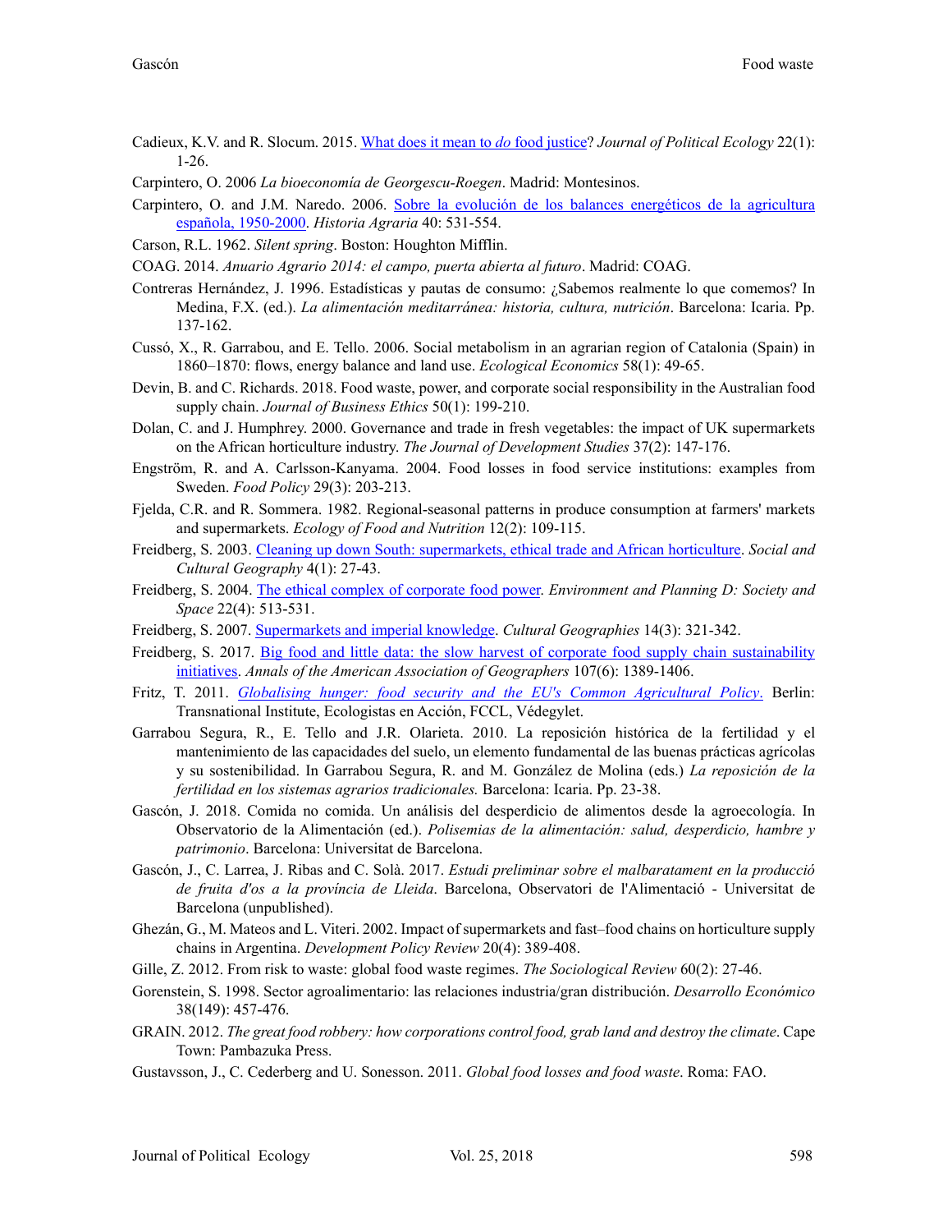Cadieux, K.V. and R. Slocum. 2015. What does it mean to *do* food justice? *Journal of Political Ecology* 22(1): 1-26.

Carpintero, O. 2006 *La bioeconomía de Georgescu-Roegen*. Madrid: Montesinos.

Carpintero, O. and J.M. Naredo. 2006. Sobre la evolución de los balances energéticos de la agricultura española, 1950-2000. *Historia Agraria* 40: 531-554.

Carson, R.L. 1962. *Silent spring*. Boston: Houghton Mifflin.

COAG. 2014. *Anuario Agrario 2014: el campo, puerta abierta al futuro*. Madrid: COAG.

Contreras Hernández, J. 1996. Estadísticas y pautas de consumo: ¿Sabemos realmente lo que comemos? In Medina, F.X. (ed.). *La alimentación mediterránea: historia, cultura, nutrición*. Barcelona: Icaria. Pp. 137-162.

Cussó, X., R. Garrabou, and E. Tello. 2006. Social metabolism in an agrarian region of Catalonia (Spain) in 1860–1870: flows, energy balance and land use. *Ecological Economics* 58(1): 49-65.

Devin, B. and C. Richards. 2018. Food waste, power, and corporate social responsibility in the Australian food supply chain. *Journal of Business Ethics* 50(1): 199-210.

Dolan, C. and J. Humphrey. 2000. Governance and trade in fresh vegetables: the impact of UK supermarkets on the African horticulture industry. *The Journal of Development Studies* 37(2): 147-176.

Engström, R. and A. Carlsson-Kanyama. 2004. Food losses in food service institutions: examples from Sweden. *Food Policy* 29(3): 203-213.

Fjelda, C.R. and R. Sommera. 1982. Regional-seasonal patterns in produce consumption at farmers' markets and supermarkets. *Ecology of Food and Nutrition* 12(2): 109-115.

Freidberg, S. 2003. Cleaning up down South: supermarkets, ethical trade and African horticulture. *Social and Cultural Geography* 4(1): 27-43.

Freidberg, S. 2004. The ethical complex of corporate food power. *Environment and Planning D: Society and Space* 22(4): 513-531.

Freidberg, S. 2007. Supermarkets and imperial knowledge. *Cultural Geographies* 14(3): 321-342.

Freidberg, S. 2017. Big food and little data: the slow harvest of corporate food supply chain sustainability initiatives. *Annals of the American Association of Geographers* 107(6): 1389-1406.

Fritz, T. 2011. *Globalising hunger: food security and the EU's Common Agricultural Policy*. Berlin: Transnational Institute, Ecologistas en Acción, FCCL, Védegylet.

Garrabou Segura, R., E. Tello and J.R. Olarieta. 2010. La reposición histórica de la fertilidad y el mantenimiento de las capacidades del suelo, un elemento fundamental de las buenas prácticas agrícolas y su sostenibilidad. In Garrabou Segura, R. and M. González de Molina (eds.) *La reposición de la fertilidad en los sistemas agrarios tradicionales.* Barcelona: Icaria. Pp. 23-38.

Gascón, J. 2018. Comida no comida. Un análisis del desperdicio de alimentos desde la agroecología. In Observatorio de la Alimentación (ed.). *Polisemias de la alimentación: salud, desperdicio, hambre y patrimonio*. Barcelona: Universitat de Barcelona.

Gascón, J., C. Larrea, J. Ribas and C. Solà. 2017. *Estudi preliminar sobre el malbaratament en la producció de fruita d'os a la província de Lleida*. Barcelona, Observatori de l'Alimentació - Universitat de Barcelona (unpublished).

Ghezán, G., M. Mateos and L. Viteri. 2002. Impact of supermarkets and fast–food chains on horticulture supply chains in Argentina. *Development Policy Review* 20(4): 389-408.

Gille, Z. 2012. From risk to waste: global food waste regimes. *The Sociological Review* 60(2): 27-46.

Gorenstein, S. 1998. Sector agroalimentario: las relaciones industria/gran distribución. *Desarrollo Económico* 38(149): 457-476.

GRAIN. 2012. *The great food robbery: how corporations control food, grab land and destroy the climate*. Cape Town: Pambazuka Press.

Gustavsson, J., C. Cederberg and U. Sonesson. 2011. *Global food losses and food waste*. Roma: FAO.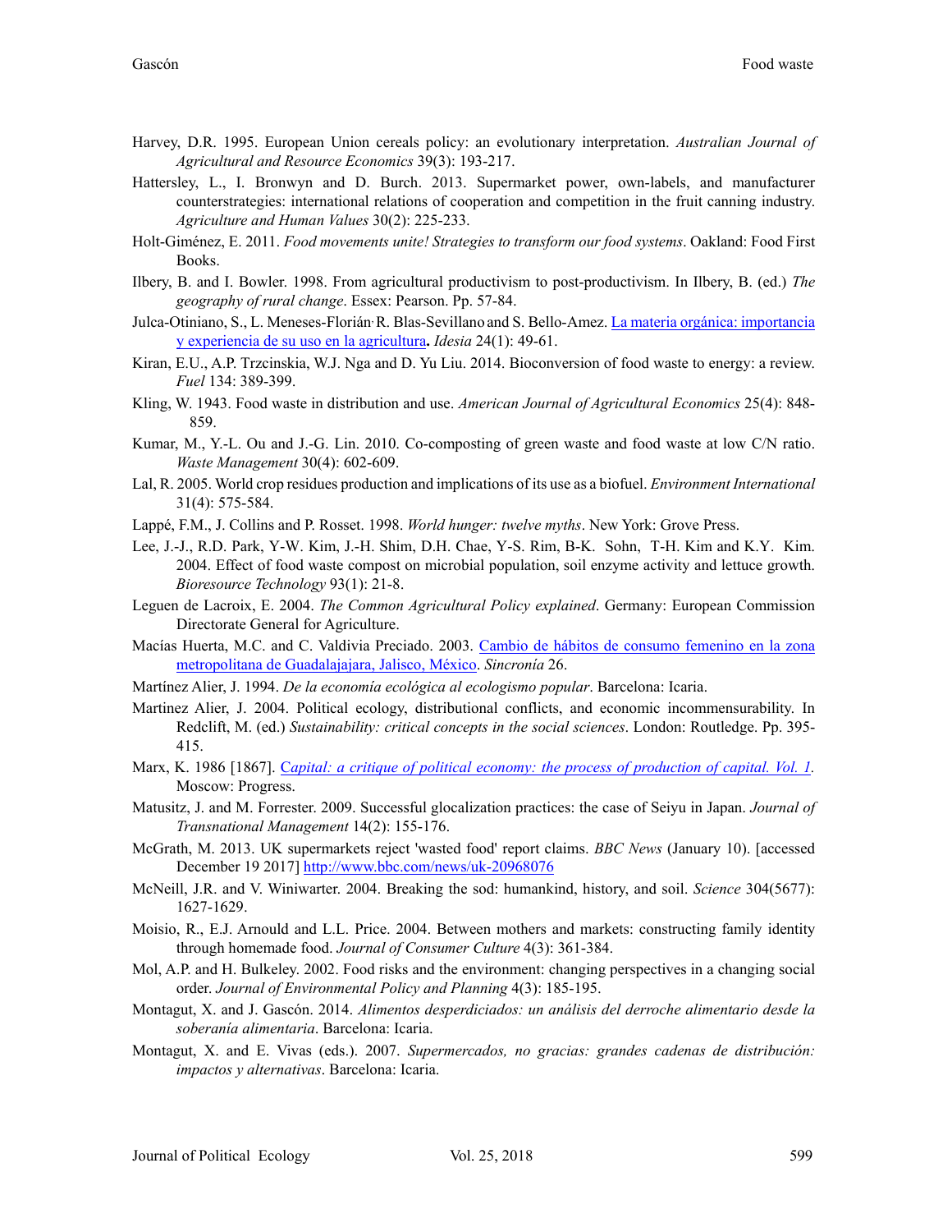Harvey, D.R. 1995. European Union cereals policy: an evolutionary interpretation. *Australian Journal of Agricultural and Resource Economics* 39(3): 193-217.

Hattersley, L., I. Bronwyn and D. Burch. 2013. Supermarket power, own-labels, and manufacturer counterstrategies: international relations of cooperation and competition in the fruit canning industry. *Agriculture and Human Values* 30(2): 225-233.

Holt-Giménez, E. 2011. *Food movements unite! Strategies to transform our food systems*. Oakland: Food First Books.

Ilbery, B. and I. Bowler. 1998. From agricultural productivism to post-productivism. In Ilbery, B. (ed.) *The geography of rural change*. Essex: Pearson. Pp. 57-84.

Julca-Otiniano, S., L. Meneses-Florián, R. Blas-Sevillano and S. Bello-Amez. La materia orgánica: importancia y experiencia de su uso en la agricultura**.** *Idesia* 24(1): 49-61.

Kiran, E.U., A.P. Trzcinskia, W.J. Nga and D. Yu Liu. 2014. Bioconversion of food waste to energy: a review. *Fuel* 134: 389-399.

Kling, W. 1943. Food waste in distribution and use. *American Journal of Agricultural Economics* 25(4): 848-859.

Kumar, M., Y.-L. Ou and J.-G. Lin. 2010. Co-composting of green waste and food waste at low C/N ratio. *Waste Management* 30(4): 602-609.

Lal, R. 2005. World crop residues production and implications of its use as a biofuel. *Environment International* 31(4): 575-584.

Lappé, F.M., J. Collins and P. Rosset. 1998. *World hunger: twelve myths*. New York: Grove Press.

Lee, J.-J., R.D. Park, Y-W. Kim, J.-H. Shim, D.H. Chae, Y-S. Rim, B-K. Sohn, T-H. Kim and K.Y. Kim. 2004. Effect of food waste compost on microbial population, soil enzyme activity and lettuce growth. *Bioresource Technology* 93(1): 21-8.

Leguen de Lacroix, E. 2004. *The Common Agricultural Policy explained*. Germany: European Commission Directorate General for Agriculture.

Macías Huerta, M.C. and C. Valdivia Preciado. 2003. Cambio de hábitos de consumo femenino en la zona metropolitana de Guadalajajara, Jalisco, México. *Sincronía* 26.

Martínez Alier, J. 1994. *De la economía ecológica al ecologismo popular*. Barcelona: Icaria.

Martinez Alier, J. 2004. Political ecology, distributional conflicts, and economic incommensurability. In Redclift, M. (ed.) *Sustainability: critical concepts in the social sciences*. London: Routledge. Pp. 395-415.

Marx, K. 1986 [1867]. *Capital: a critique of political economy: the process of production of capital. Vol. 1*. Moscow: Progress.

Matusitz, J. and M. Forrester. 2009. Successful glocalization practices: the case of Seiyu in Japan. *Journal of Transnational Management* 14(2): 155-176.

McGrath, M. 2013. UK supermarkets reject 'wasted food' report claims. *BBC News* (January 10). [accessed December 19 2017] http://www.bbc.com/news/uk-20968076

McNeill, J.R. and V. Winiwarter. 2004. Breaking the sod: humankind, history, and soil. *Science* 304(5677): 1627-1629.

Moisio, R., E.J. Arnould and L.L. Price. 2004. Between mothers and markets: constructing family identity through homemade food. *Journal of Consumer Culture* 4(3): 361-384.

Mol, A.P. and H. Bulkeley. 2002. Food risks and the environment: changing perspectives in a changing social order. *Journal of Environmental Policy and Planning* 4(3): 185-195.

Montagut, X. and J. Gascón. 2014. *Alimentos desperdiciados: un análisis del derroche alimentario desde la soberanía alimentaria*. Barcelona: Icaria.

Montagut, X. and E. Vivas (eds.). 2007. *Supermercados, no gracias: grandes cadenas de distribución: impactos y alternativas*. Barcelona: Icaria.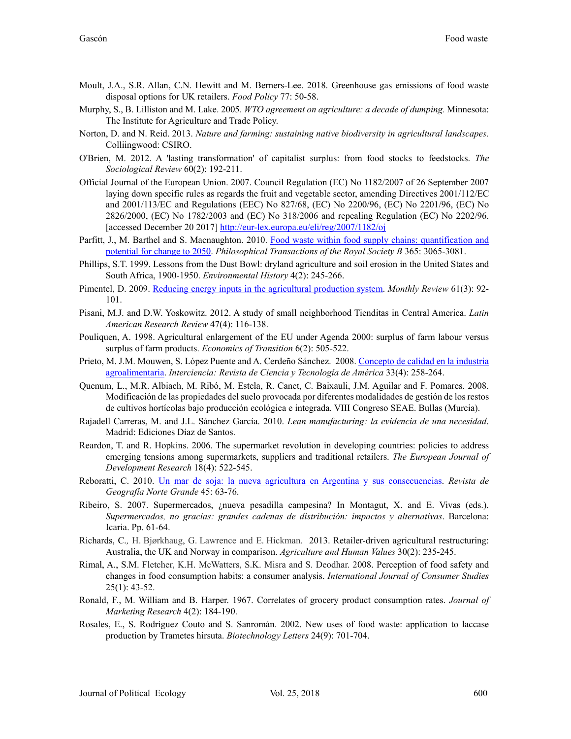Moult, J.A., S.R. Allan, C.N. Hewitt and M. Berners-Lee. 2018. Greenhouse gas emissions of food waste disposal options for UK retailers. *Food Policy* 77: 50-58.

Murphy, S., B. Lilliston and M. Lake. 2005. *WTO agreement on agriculture: a decade of dumping.* Minnesota: The Institute for Agriculture and Trade Policy.

Norton, D. and N. Reid. 2013. *Nature and farming: sustaining native biodiversity in agricultural landscapes.* Colliingwood: CSIRO.

O'Brien, M. 2012. A 'lasting transformation' of capitalist surplus: from food stocks to feedstocks. *The Sociological Review* 60(2): 192-211.

Official Journal of the European Union. 2007. Council Regulation (EC) No 1182/2007 of 26 September 2007 laying down specific rules as regards the fruit and vegetable sector, amending Directives 2001/112/EC and 2001/113/EC and Regulations (EEC) No 827/68, (EC) No 2200/96, (EC) No 2201/96, (EC) No 2826/2000, (EC) No 1782/2003 and (EC) No 318/2006 and repealing Regulation (EC) No 2202/96. [accessed December 20 2017] http://eur-lex.europa.eu/eli/reg/2007/1182/oj

Parfitt, J., M. Barthel and S. Macnaughton. 2010. Food waste within food supply chains: quantification and potential for change to 2050. *Philosophical Transactions of the Royal Society B* 365: 3065-3081.

Phillips, S.T. 1999. Lessons from the Dust Bowl: dryland agriculture and soil erosion in the United States and South Africa, 1900-1950. *Environmental History* 4(2): 245-266.

Pimentel, D. 2009. Reducing energy inputs in the agricultural production system. *Monthly Review* 61(3): 92-101.

Pisani, M.J. and D.W. Yoskowitz. 2012. A study of small neighborhood Tienditas in Central America. *Latin American Research Review* 47(4): 116-138.

Pouliquen, A. 1998. Agricultural enlargement of the EU under Agenda 2000: surplus of farm labour versus surplus of farm products. *Economics of Transition* 6(2): 505-522.

Prieto, M. J.M. Mouwen, S. López Puente and A. Cerdeño Sánchez. 2008. Concepto de calidad en la industria agroalimentaria. *Interciencia: Revista de Ciencia y Tecnología de América* 33(4): 258-264.

Quenum, L., M.R. Albiach, M. Ribó, M. Estela, R. Canet, C. Baixauli, J.M. Aguilar and F. Pomares. 2008. Modificación de las propiedades del suelo provocada por diferentes modalidades de gestión de los restos de cultivos hortícolas bajo producción ecológica e integrada. VIII Congreso SEAE. Bullas (Murcia).

Rajadell Carreras, M. and J.L. Sánchez García. 2010. *Lean manufacturing: la evidencia de una necesidad*. Madrid: Ediciones Díaz de Santos.

Reardon, T. and R. Hopkins. 2006. The supermarket revolution in developing countries: policies to address emerging tensions among supermarkets, suppliers and traditional retailers. *The European Journal of Development Research* 18(4): 522-545.

Reboratti, C. 2010. Un mar de soja: la nueva agricultura en Argentina y sus consecuencias. *Revista de Geografía Norte Grande* 45: 63-76.

Ribeiro, S. 2007. Supermercados, ¿nueva pesadilla campesina? In Montagut, X. and E. Vivas (eds.). *Supermercados, no gracias: grandes cadenas de distribución: impactos y alternativas*. Barcelona: Icaria. Pp. 61-64.

Richards, C., H. Bjørkhaug, G. Lawrence and E. Hickman. 2013. Retailer-driven agricultural restructuring: Australia, the UK and Norway in comparison. *Agriculture and Human Values* 30(2): 235-245.

Rimal, A., S.M. Fletcher, K.H. McWatters, S.K. Misra and S. Deodhar. 2008. Perception of food safety and changes in food consumption habits: a consumer analysis. *International Journal of Consumer Studies* 25(1): 43-52.

Ronald, F., M. William and B. Harper. 1967. Correlates of grocery product consumption rates. *Journal of Marketing Research* 4(2): 184-190.

Rosales, E., S. Rodríguez Couto and S. Sanromán. 2002. New uses of food waste: application to laccase production by Trametes hirsuta. *Biotechnology Letters* 24(9): 701-704.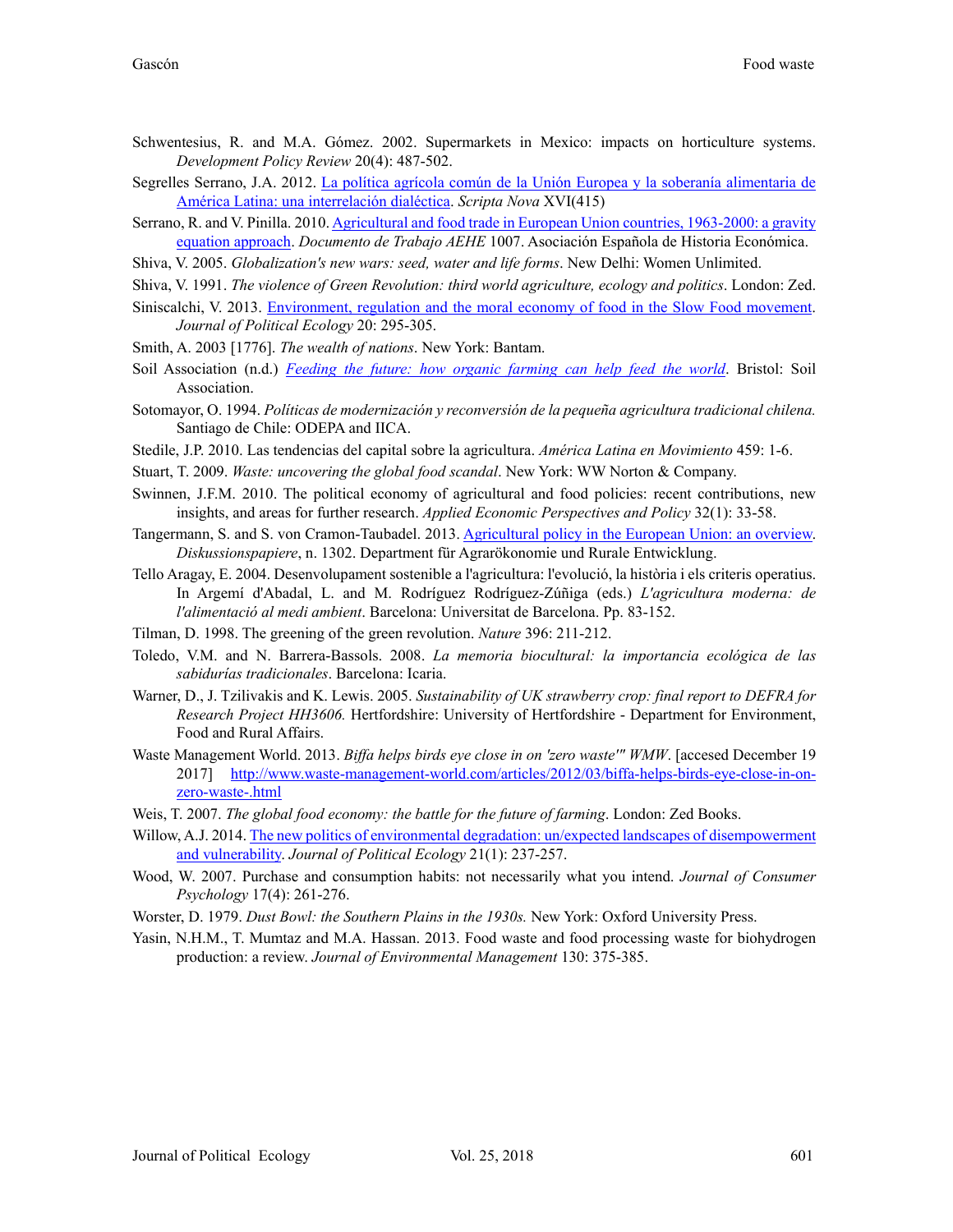Schwentesius, R. and M.A. Gómez. 2002. Supermarkets in Mexico: impacts on horticulture systems. *Development Policy Review* 20(4): 487-502.

Segrelles Serrano, J.A. 2012. La política agrícola común de la Unión Europea y la soberanía alimentaria de América Latina: una interrelación dialéctica. *Scripta Nova* XVI(415)

Serrano, R. and V. Pinilla. 2010. Agricultural and food trade in European Union countries, 1963-2000: a gravity equation approach. *Documento de Trabajo AEHE* 1007. Asociación Española de Historia Económica.

Shiva, V. 2005. *Globalization's new wars: seed, water and life forms*. New Delhi: Women Unlimited.

Shiva, V. 1991. *The violence of Green Revolution: third world agriculture, ecology and politics*. London: Zed.

Siniscalchi, V. 2013. Environment, regulation and the moral economy of food in the Slow Food movement. *Journal of Political Ecology* 20: 295-305.

Smith, A. 2003 [1776]. *The wealth of nations*. New York: Bantam.

Soil Association (n.d.) *Feeding the future: how organic farming can help feed the world*. Bristol: Soil Association.

Sotomayor, O. 1994. *Políticas de modernización y reconversión de la pequeña agricultura tradicional chilena.* Santiago de Chile: ODEPA and IICA.

Stedile, J.P. 2010. Las tendencias del capital sobre la agricultura. *América Latina en Movimiento* 459: 1-6.

Stuart, T. 2009. *Waste: uncovering the global food scandal*. New York: WW Norton & Company.

Swinnen, J.F.M. 2010. The political economy of agricultural and food policies: recent contributions, new insights, and areas for further research. *Applied Economic Perspectives and Policy* 32(1): 33-58.

Tangermann, S. and S. von Cramon-Taubadel. 2013. Agricultural policy in the European Union: an overview. *Diskussionspapiere*, n. 1302. Department für Agrarökonomie und Rurale Entwicklung.

Tello Aragay, E. 2004. Desenvolupament sostenible a l'agricultura: l'evolució, la història i els criteris operatius. In Argemí d'Abadal, L. and M. Rodríguez Rodríguez-Zúñiga (eds.) *L'agricultura moderna: de l'alimentació al medi ambient*. Barcelona: Universitat de Barcelona. Pp. 83-152.

Tilman, D. 1998. The greening of the green revolution. *Nature* 396: 211-212.

Toledo, V.M. and N. Barrera-Bassols. 2008. *La memoria biocultural: la importancia ecológica de las sabidurías tradicionales*. Barcelona: Icaria.

Warner, D., J. Tzilivakis and K. Lewis. 2005. *Sustainability of UK strawberry crop: final report to DEFRA for Research Project HH3606.* Hertfordshire: University of Hertfordshire - Department for Environment, Food and Rural Affairs.

Waste Management World. 2013. *Biffa helps birds eye close in on 'zero waste'" WMW*. [accesed December 19 2017] http://www.waste-management-world.com/articles/2012/03/biffa-helps-birds-eye-close-in-on-zero-waste-.html

Weis, T. 2007. *The global food economy: the battle for the future of farming*. London: Zed Books.

Willow, A.J. 2014. The new politics of environmental degradation: un/expected landscapes of disempowerment and vulnerability. *Journal of Political Ecology* 21(1): 237-257.

Wood, W. 2007. Purchase and consumption habits: not necessarily what you intend. *Journal of Consumer Psychology* 17(4): 261-276.

Worster, D. 1979. *Dust Bowl: the Southern Plains in the 1930s.* New York: Oxford University Press.

Yasin, N.H.M., T. Mumtaz and M.A. Hassan. 2013. Food waste and food processing waste for biohydrogen production: a review. *Journal of Environmental Management* 130: 375-385.